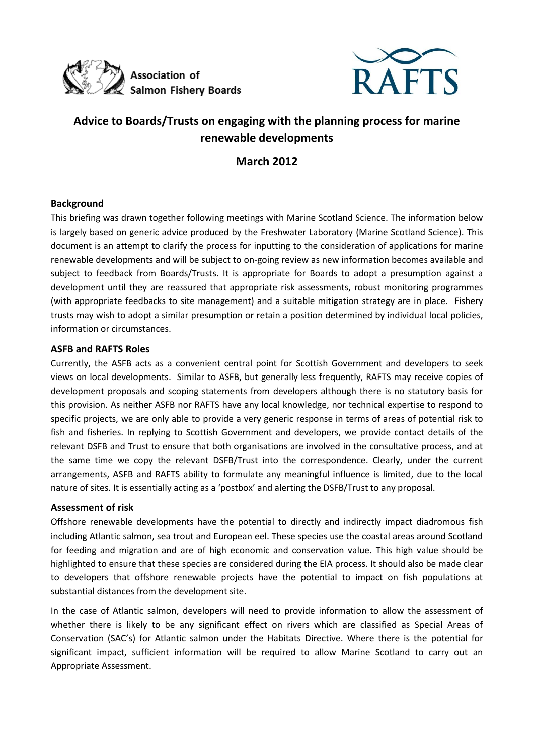Association of Salmon Fishery Boards

RAFTS

# Advice to Boards/Trusts on engaging with the planning process for marine renewable developments

## March 2012

### Background

This briefing was drawn together following meetings with Marine Scotland Science. The information below is largely based on generic advice produced by the Freshwater Laboratory (Marine Scotland Science). This document is an attempt to clarify the process for inputting to the consideration of applications for marine renewable developments and will be subject to on-going review as new information becomes available and subject to feedback from Boards/Trusts. It is appropriate for Boards to adopt a presumption against a development until they are reassured that appropriate risk assessments, robust monitoring programmes (with appropriate feedbacks to site management) and a suitable mitigation strategy are in place. Fishery trusts may wish to adopt a similar presumption or retain a position determined by individual local policies, information or circumstances.

### ASFB and RAFTS Roles

Currently, the ASFB acts as a convenient central point for Scottish Government and developers to seek views on local developments. Similar to ASFB, but generally less frequently, RAFTS may receive copies of development proposals and scoping statements from developers although there is no statutory basis for this provision. As neither ASFB nor RAFTS have any local knowledge, nor technical expertise to respond to specific projects, we are only able to provide a very generic response in terms of areas of potential risk to fish and fisheries. In replying to Scottish Government and developers, we provide contact details of the relevant DSFB and Trust to ensure that both organisations are involved in the consultative process, and at the same time we copy the relevant DSFB/Trust into the correspondence. Clearly, under the current arrangements, ASFB and RAFTS ability to formulate any meaningful influence is limited, due to the local nature of sites. It is essentially acting as a 'postbox' and alerting the DSFB/Trust to any proposal.

### Assessment of risk

Offshore renewable developments have the potential to directly and indirectly impact diadromous fish including Atlantic salmon, sea trout and European eel. These species use the coastal areas around Scotland for feeding and migration and are of high economic and conservation value. This high value should be highlighted to ensure that these species are considered during the EIA process. It should also be made clear to developers that offshore renewable projects have the potential to impact on fish populations at substantial distances from the development site.

In the case of Atlantic salmon, developers will need to provide information to allow the assessment of whether there is likely to be any significant effect on rivers which are classified as Special Areas of Conservation (SAC's) for Atlantic salmon under the Habitats Directive. Where there is the potential for significant impact, sufficient information will be required to allow Marine Scotland to carry out an Appropriate Assessment.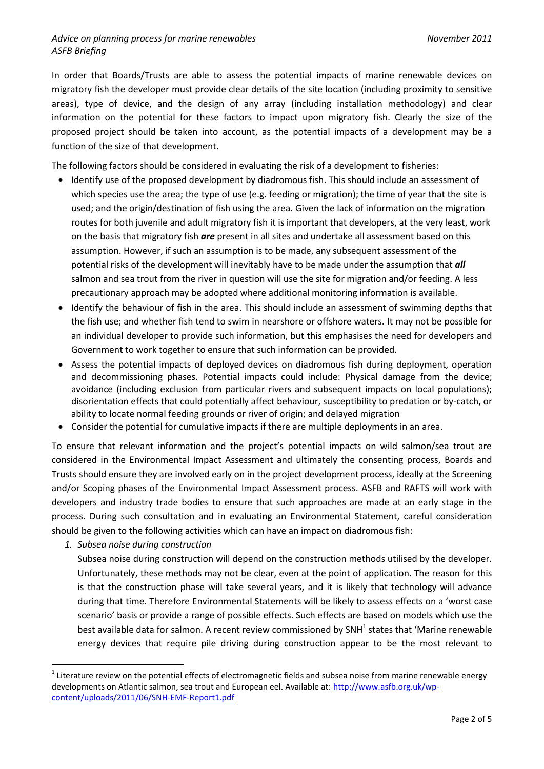In order that Boards/Trusts are able to assess the potential impacts of marine renewable devices on migratory fish the developer must provide clear details of the site location (including proximity to sensitive areas), type of device, and the design of any array (including installation methodology) and clear information on the potential for these factors to impact upon migratory fish. Clearly the size of the proposed project should be taken into account, as the potential impacts of a development may be a function of the size of that development.

The following factors should be considered in evaluating the risk of a development to fisheries:

- Identify use of the proposed development by diadromous fish. This should include an assessment of which species use the area; the type of use (e.g. feeding or migration); the time of year that the site is used; and the origin/destination of fish using the area. Given the lack of information on the migration routes for both juvenile and adult migratory fish it is important that developers, at the very least, work on the basis that migratory fish ***are*** present in all sites and undertake all assessment based on this assumption. However, if such an assumption is to be made, any subsequent assessment of the potential risks of the development will inevitably have to be made under the assumption that ***all*** salmon and sea trout from the river in question will use the site for migration and/or feeding. A less precautionary approach may be adopted where additional monitoring information is available.
- Identify the behaviour of fish in the area. This should include an assessment of swimming depths that the fish use; and whether fish tend to swim in nearshore or offshore waters. It may not be possible for an individual developer to provide such information, but this emphasises the need for developers and Government to work together to ensure that such information can be provided.
- Assess the potential impacts of deployed devices on diadromous fish during deployment, operation and decommissioning phases. Potential impacts could include: Physical damage from the device; avoidance (including exclusion from particular rivers and subsequent impacts on local populations); disorientation effects that could potentially affect behaviour, susceptibility to predation or by-catch, or ability to locate normal feeding grounds or river of origin; and delayed migration
- Consider the potential for cumulative impacts if there are multiple deployments in an area.

To ensure that relevant information and the project's potential impacts on wild salmon/sea trout are considered in the Environmental Impact Assessment and ultimately the consenting process, Boards and Trusts should ensure they are involved early on in the project development process, ideally at the Screening and/or Scoping phases of the Environmental Impact Assessment process. ASFB and RAFTS will work with developers and industry trade bodies to ensure that such approaches are made at an early stage in the process. During such consultation and in evaluating an Environmental Statement, careful consideration should be given to the following activities which can have an impact on diadromous fish:

1. *Subsea noise during construction*

   Subsea noise during construction will depend on the construction methods utilised by the developer. Unfortunately, these methods may not be clear, even at the point of application. The reason for this is that the construction phase will take several years, and it is likely that technology will advance during that time. Therefore Environmental Statements will be likely to assess effects on a 'worst case scenario' basis or provide a range of possible effects. Such effects are based on models which use the best available data for salmon. A recent review commissioned by SNH[1] states that 'Marine renewable energy devices that require pile driving during construction appear to be the most relevant to

[1] Literature review on the potential effects of electromagnetic fields and subsea noise from marine renewable energy developments on Atlantic salmon, sea trout and European eel. Available at: http://www.asfb.org.uk/wp-content/uploads/2011/06/SNH-EMF-Report1.pdf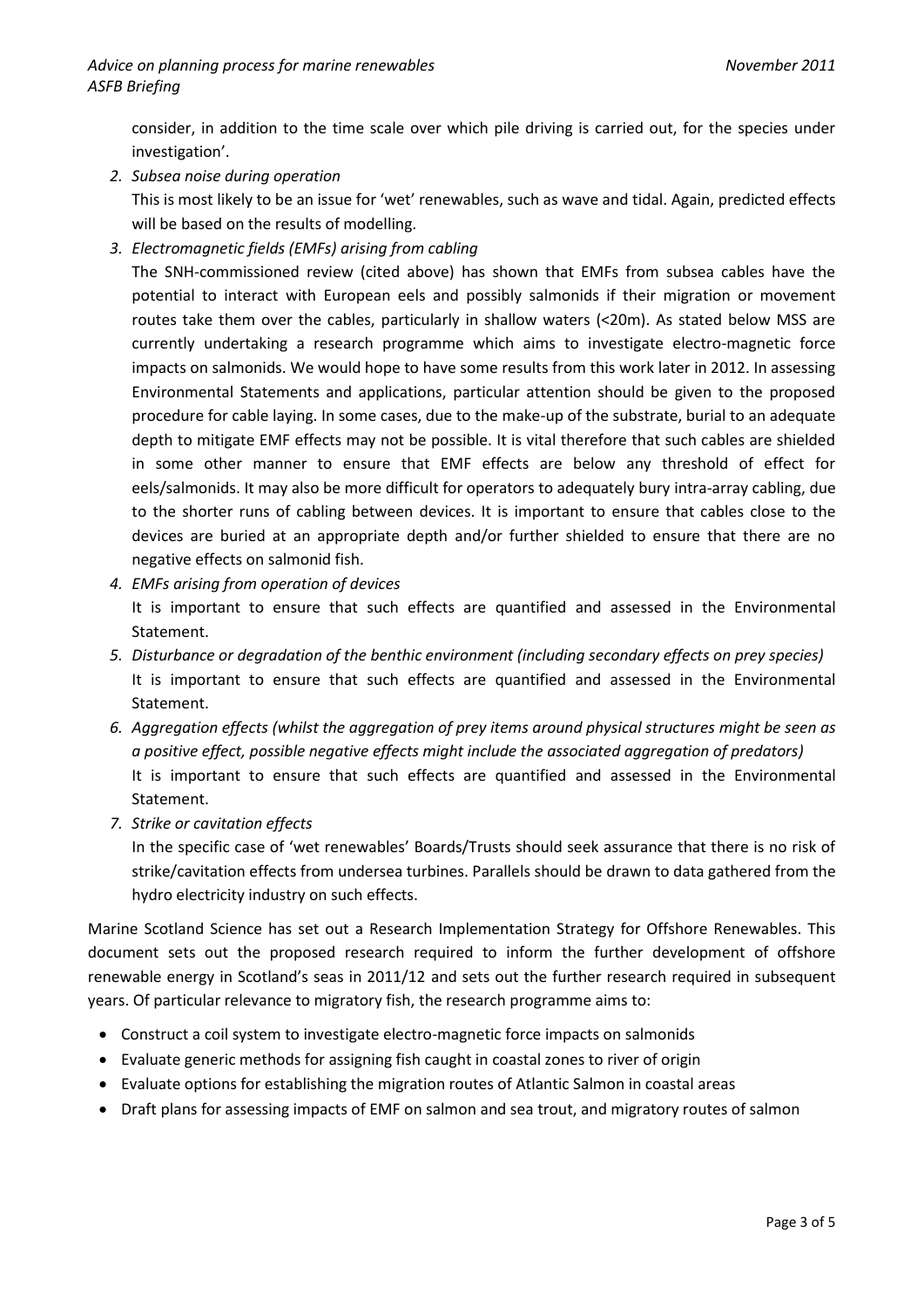consider, in addition to the time scale over which pile driving is carried out, for the species under investigation'.

2. *Subsea noise during operation*
   This is most likely to be an issue for 'wet' renewables, such as wave and tidal. Again, predicted effects will be based on the results of modelling.
3. *Electromagnetic fields (EMFs) arising from cabling*
   The SNH-commissioned review (cited above) has shown that EMFs from subsea cables have the potential to interact with European eels and possibly salmonids if their migration or movement routes take them over the cables, particularly in shallow waters (<20m). As stated below MSS are currently undertaking a research programme which aims to investigate electro-magnetic force impacts on salmonids. We would hope to have some results from this work later in 2012. In assessing Environmental Statements and applications, particular attention should be given to the proposed procedure for cable laying. In some cases, due to the make-up of the substrate, burial to an adequate depth to mitigate EMF effects may not be possible. It is vital therefore that such cables are shielded in some other manner to ensure that EMF effects are below any threshold of effect for eels/salmonids. It may also be more difficult for operators to adequately bury intra-array cabling, due to the shorter runs of cabling between devices. It is important to ensure that cables close to the devices are buried at an appropriate depth and/or further shielded to ensure that there are no negative effects on salmonid fish.
4. *EMFs arising from operation of devices*
   It is important to ensure that such effects are quantified and assessed in the Environmental Statement.
5. *Disturbance or degradation of the benthic environment (including secondary effects on prey species)*
   It is important to ensure that such effects are quantified and assessed in the Environmental Statement.
6. *Aggregation effects (whilst the aggregation of prey items around physical structures might be seen as a positive effect, possible negative effects might include the associated aggregation of predators)*
   It is important to ensure that such effects are quantified and assessed in the Environmental Statement.
7. *Strike or cavitation effects*
   In the specific case of 'wet renewables' Boards/Trusts should seek assurance that there is no risk of strike/cavitation effects from undersea turbines. Parallels should be drawn to data gathered from the hydro electricity industry on such effects.

Marine Scotland Science has set out a Research Implementation Strategy for Offshore Renewables. This document sets out the proposed research required to inform the further development of offshore renewable energy in Scotland's seas in 2011/12 and sets out the further research required in subsequent years. Of particular relevance to migratory fish, the research programme aims to:

- Construct a coil system to investigate electro-magnetic force impacts on salmonids
- Evaluate generic methods for assigning fish caught in coastal zones to river of origin
- Evaluate options for establishing the migration routes of Atlantic Salmon in coastal areas
- Draft plans for assessing impacts of EMF on salmon and sea trout, and migratory routes of salmon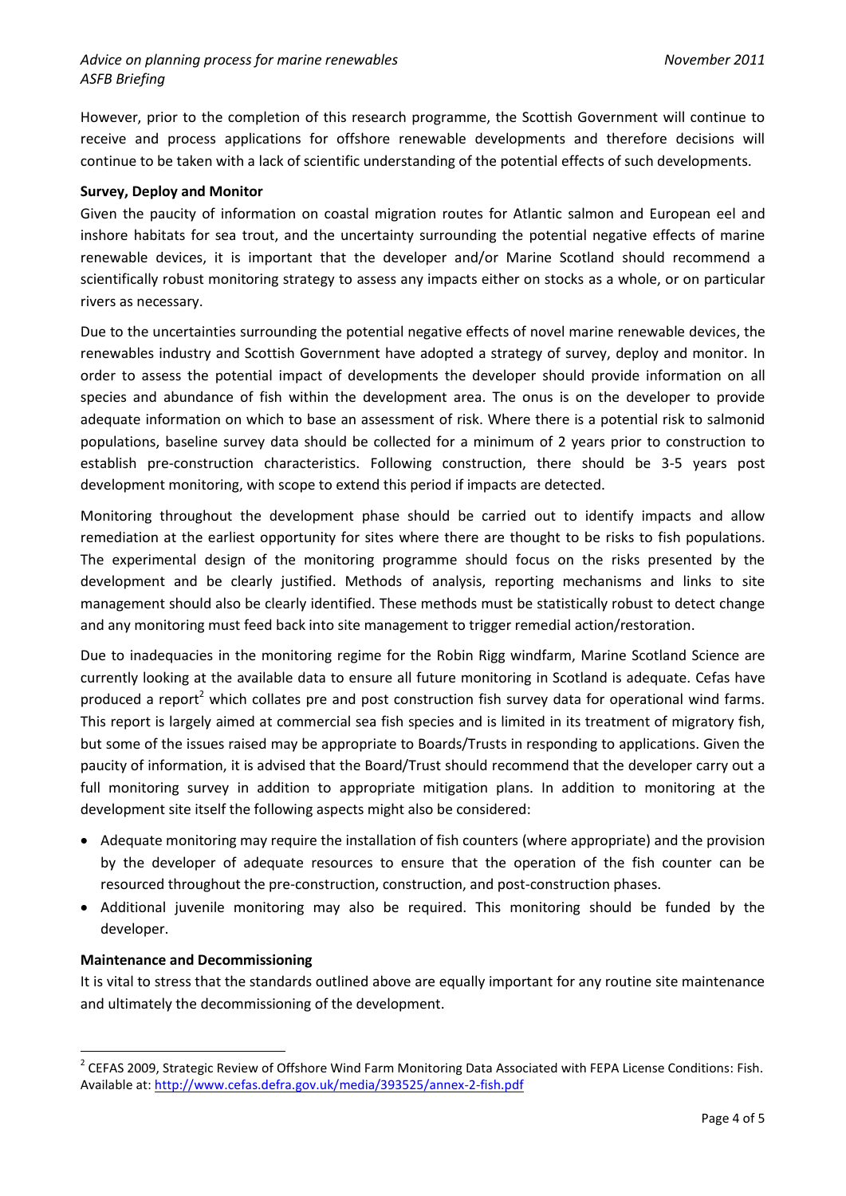However, prior to the completion of this research programme, the Scottish Government will continue to receive and process applications for offshore renewable developments and therefore decisions will continue to be taken with a lack of scientific understanding of the potential effects of such developments.

**Survey, Deploy and Monitor**

Given the paucity of information on coastal migration routes for Atlantic salmon and European eel and inshore habitats for sea trout, and the uncertainty surrounding the potential negative effects of marine renewable devices, it is important that the developer and/or Marine Scotland should recommend a scientifically robust monitoring strategy to assess any impacts either on stocks as a whole, or on particular rivers as necessary.

Due to the uncertainties surrounding the potential negative effects of novel marine renewable devices, the renewables industry and Scottish Government have adopted a strategy of survey, deploy and monitor. In order to assess the potential impact of developments the developer should provide information on all species and abundance of fish within the development area. The onus is on the developer to provide adequate information on which to base an assessment of risk. Where there is a potential risk to salmonid populations, baseline survey data should be collected for a minimum of 2 years prior to construction to establish pre-construction characteristics. Following construction, there should be 3-5 years post development monitoring, with scope to extend this period if impacts are detected.

Monitoring throughout the development phase should be carried out to identify impacts and allow remediation at the earliest opportunity for sites where there are thought to be risks to fish populations. The experimental design of the monitoring programme should focus on the risks presented by the development and be clearly justified. Methods of analysis, reporting mechanisms and links to site management should also be clearly identified. These methods must be statistically robust to detect change and any monitoring must feed back into site management to trigger remedial action/restoration.

Due to inadequacies in the monitoring regime for the Robin Rigg windfarm, Marine Scotland Science are currently looking at the available data to ensure all future monitoring in Scotland is adequate. Cefas have produced a report[2] which collates pre and post construction fish survey data for operational wind farms. This report is largely aimed at commercial sea fish species and is limited in its treatment of migratory fish, but some of the issues raised may be appropriate to Boards/Trusts in responding to applications. Given the paucity of information, it is advised that the Board/Trust should recommend that the developer carry out a full monitoring survey in addition to appropriate mitigation plans. In addition to monitoring at the development site itself the following aspects might also be considered:

- Adequate monitoring may require the installation of fish counters (where appropriate) and the provision by the developer of adequate resources to ensure that the operation of the fish counter can be resourced throughout the pre-construction, construction, and post-construction phases.
- Additional juvenile monitoring may also be required. This monitoring should be funded by the developer.

**Maintenance and Decommissioning**

It is vital to stress that the standards outlined above are equally important for any routine site maintenance and ultimately the decommissioning of the development.

---

[2] CEFAS 2009, Strategic Review of Offshore Wind Farm Monitoring Data Associated with FEPA License Conditions: Fish. Available at: http://www.cefas.defra.gov.uk/media/393525/annex-2-fish.pdf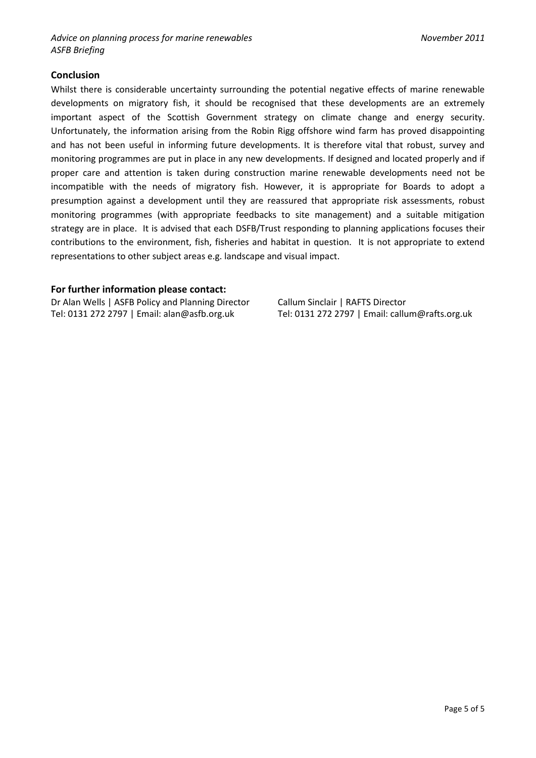## Conclusion

Whilst there is considerable uncertainty surrounding the potential negative effects of marine renewable developments on migratory fish, it should be recognised that these developments are an extremely important aspect of the Scottish Government strategy on climate change and energy security. Unfortunately, the information arising from the Robin Rigg offshore wind farm has proved disappointing and has not been useful in informing future developments. It is therefore vital that robust, survey and monitoring programmes are put in place in any new developments. If designed and located properly and if proper care and attention is taken during construction marine renewable developments need not be incompatible with the needs of migratory fish. However, it is appropriate for Boards to adopt a presumption against a development until they are reassured that appropriate risk assessments, robust monitoring programmes (with appropriate feedbacks to site management) and a suitable mitigation strategy are in place. It is advised that each DSFB/Trust responding to planning applications focuses their contributions to the environment, fish, fisheries and habitat in question. It is not appropriate to extend representations to other subject areas e.g. landscape and visual impact.

## For further information please contact:

Dr Alan Wells | ASFB Policy and Planning Director
Tel: 0131 272 2797 | Email: alan@asfb.org.uk

Callum Sinclair | RAFTS Director
Tel: 0131 272 2797 | Email: callum@rafts.org.uk